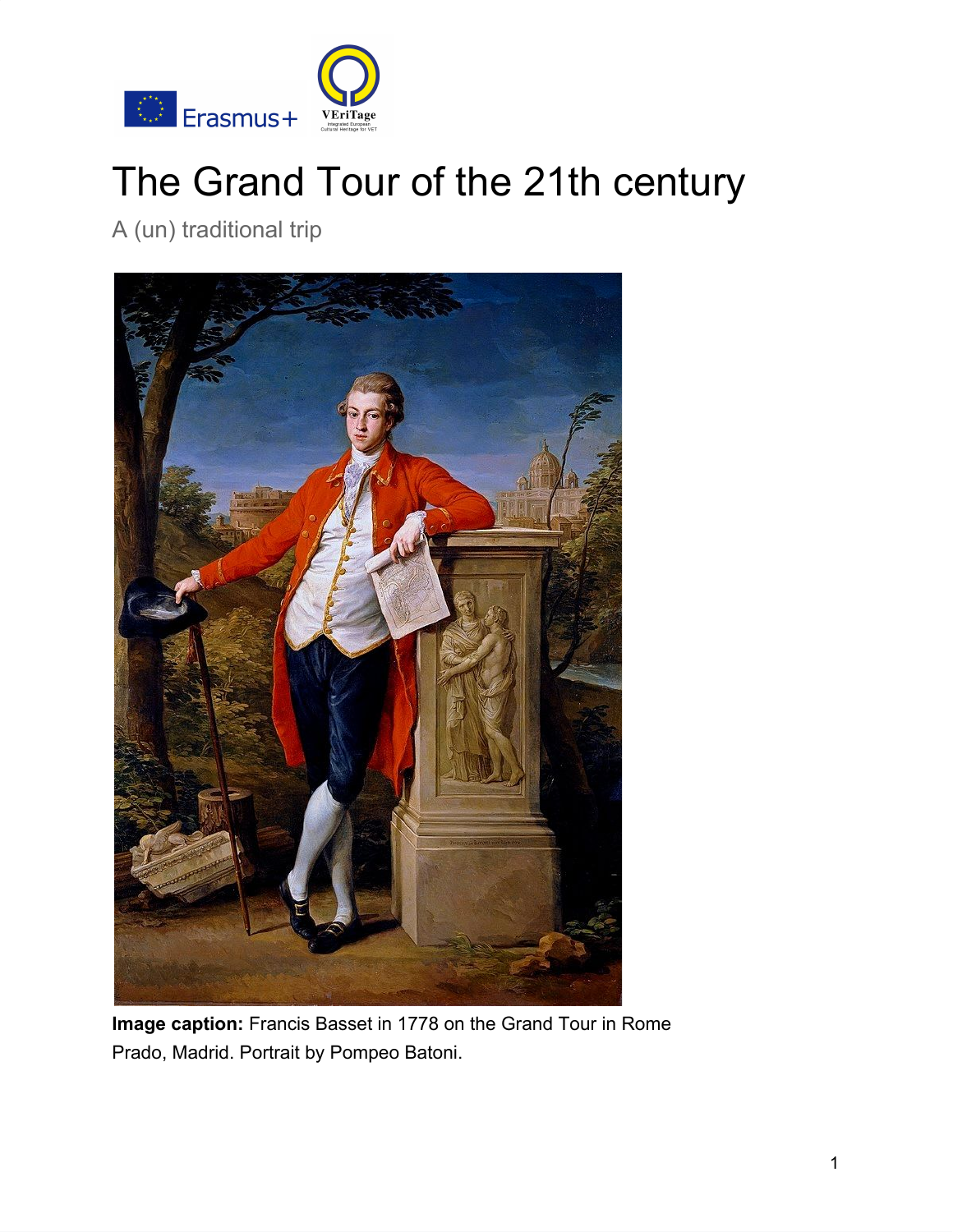# The Grand Tour of the 21th century

A (un) traditional trip

**Image caption:** Francis Basset in 1778 on the Grand Tour in Rome
Prado, Madrid. Portrait by Pompeo Batoni.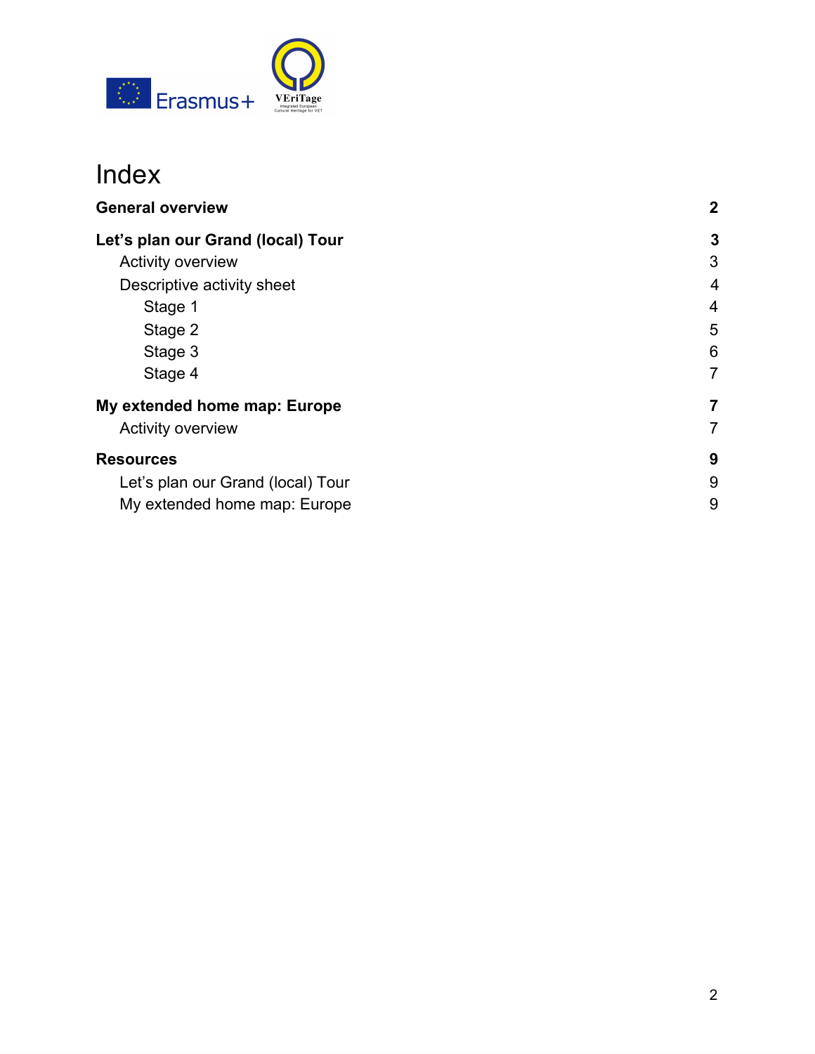# Index

| | |
|---|---|
| **General overview** | **2** |
| **Let's plan our Grand (local) Tour** | **3** |
| Activity overview | 3 |
| Descriptive activity sheet | 4 |
| Stage 1 | 4 |
| Stage 2 | 5 |
| Stage 3 | 6 |
| Stage 4 | 7 |
| **My extended home map: Europe** | **7** |
| Activity overview | 7 |
| **Resources** | **9** |
| Let's plan our Grand (local) Tour | 9 |
| My extended home map: Europe | 9 |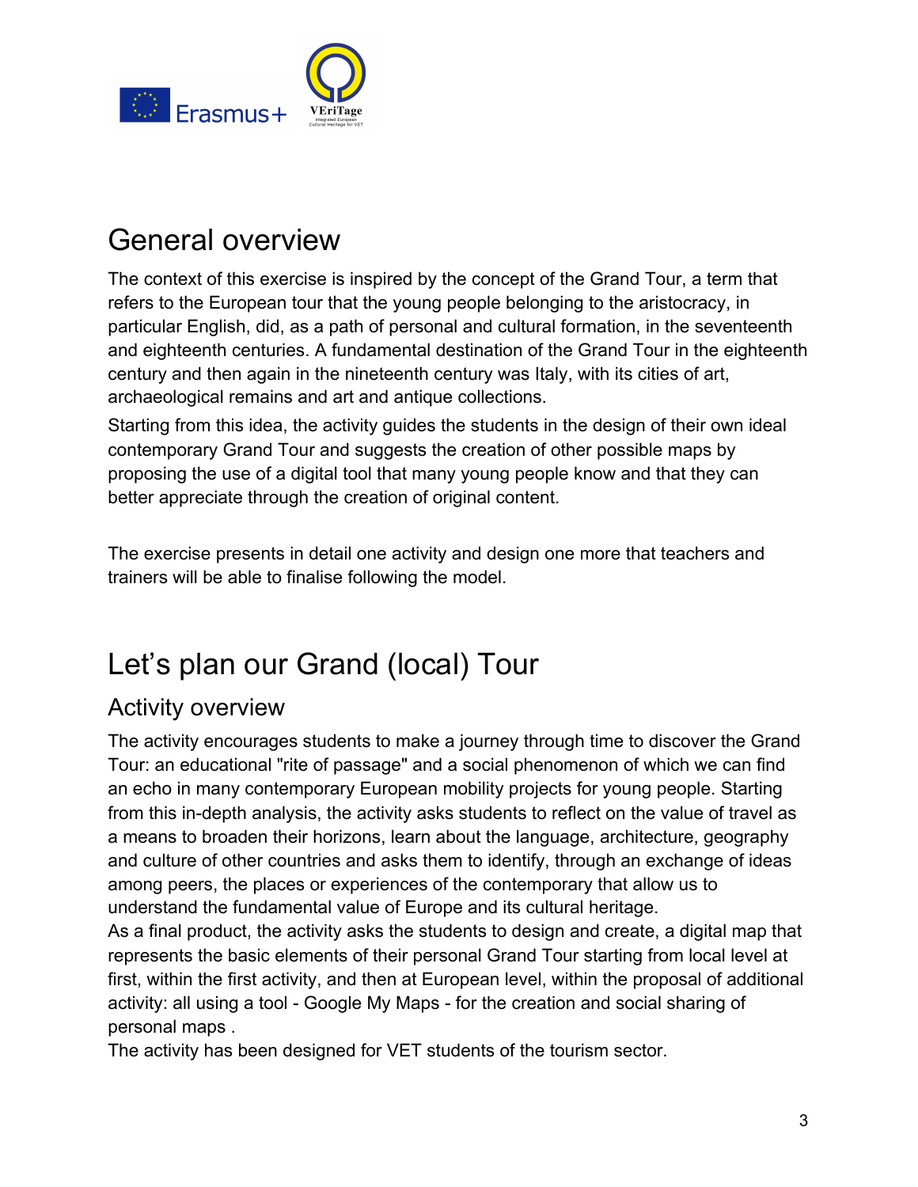# General overview

The context of this exercise is inspired by the concept of the Grand Tour, a term that refers to the European tour that the young people belonging to the aristocracy, in particular English, did, as a path of personal and cultural formation, in the seventeenth and eighteenth centuries. A fundamental destination of the Grand Tour in the eighteenth century and then again in the nineteenth century was Italy, with its cities of art, archaeological remains and art and antique collections.

Starting from this idea, the activity guides the students in the design of their own ideal contemporary Grand Tour and suggests the creation of other possible maps by proposing the use of a digital tool that many young people know and that they can better appreciate through the creation of original content.

The exercise presents in detail one activity and design one more that teachers and trainers will be able to finalise following the model.

# Let's plan our Grand (local) Tour

## Activity overview

The activity encourages students to make a journey through time to discover the Grand Tour: an educational "rite of passage" and a social phenomenon of which we can find an echo in many contemporary European mobility projects for young people. Starting from this in-depth analysis, the activity asks students to reflect on the value of travel as a means to broaden their horizons, learn about the language, architecture, geography and culture of other countries and asks them to identify, through an exchange of ideas among peers, the places or experiences of the contemporary that allow us to understand the fundamental value of Europe and its cultural heritage.

As a final product, the activity asks the students to design and create, a digital map that represents the basic elements of their personal Grand Tour starting from local level at first, within the first activity, and then at European level, within the proposal of additional activity: all using a tool - Google My Maps - for the creation and social sharing of personal maps .

The activity has been designed for VET students of the tourism sector.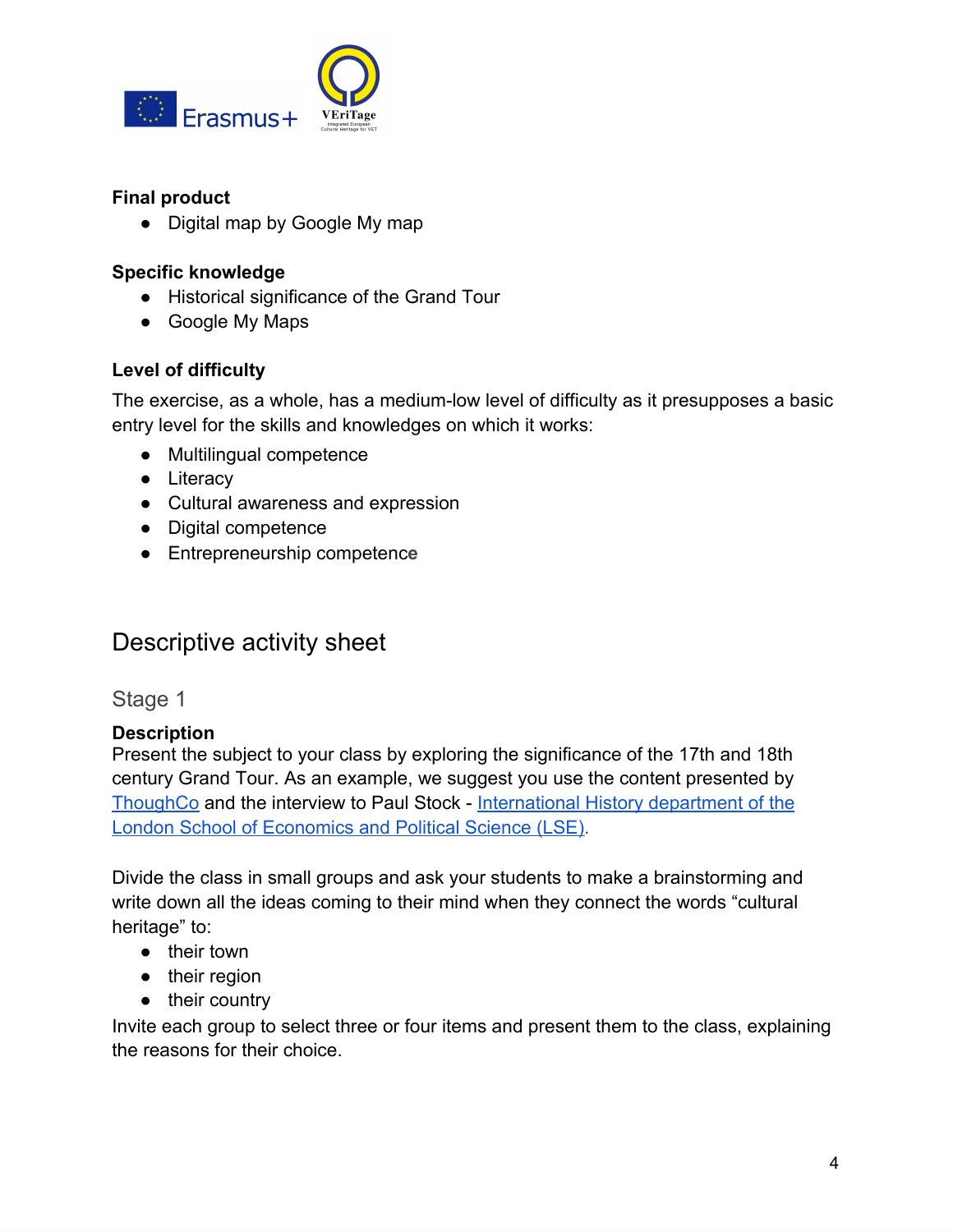**Final product**

- Digital map by Google My map

**Specific knowledge**

- Historical significance of the Grand Tour
- Google My Maps

**Level of difficulty**

The exercise, as a whole, has a medium-low level of difficulty as it presupposes a basic entry level for the skills and knowledges on which it works:

- Multilingual competence
- Literacy
- Cultural awareness and expression
- Digital competence
- Entrepreneurship competence

## Descriptive activity sheet

### Stage 1

**Description**

Present the subject to your class by exploring the significance of the 17th and 18th century Grand Tour. As an example, we suggest you use the content presented by ThoughCo and the interview to Paul Stock - International History department of the London School of Economics and Political Science (LSE).

Divide the class in small groups and ask your students to make a brainstorming and write down all the ideas coming to their mind when they connect the words "cultural heritage" to:

- their town
- their region
- their country

Invite each group to select three or four items and present them to the class, explaining the reasons for their choice.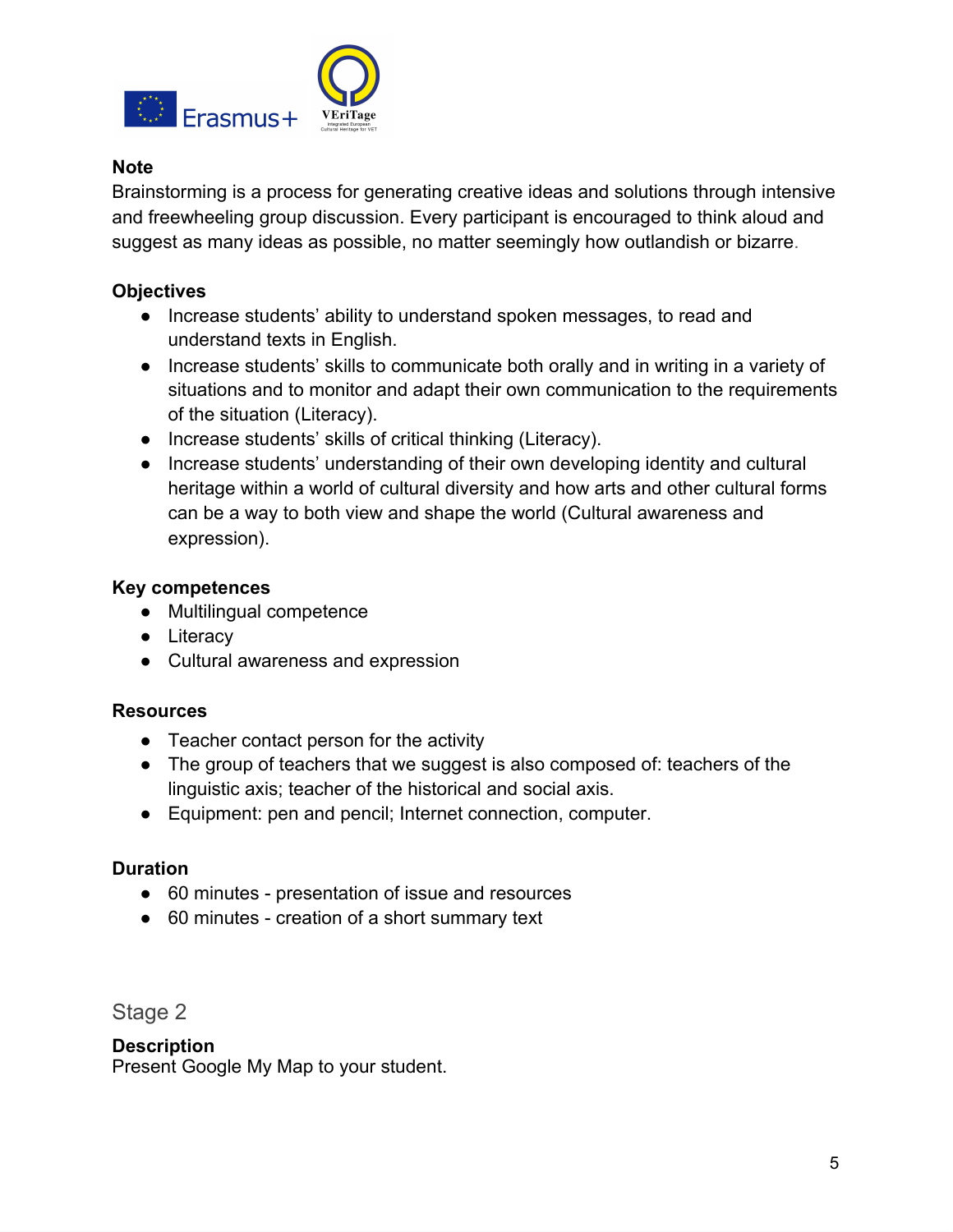**Note**

Brainstorming is a process for generating creative ideas and solutions through intensive and freewheeling group discussion. Every participant is encouraged to think aloud and suggest as many ideas as possible, no matter seemingly how outlandish or bizarre.

**Objectives**

- Increase students' ability to understand spoken messages, to read and understand texts in English.
- Increase students' skills to communicate both orally and in writing in a variety of situations and to monitor and adapt their own communication to the requirements of the situation (Literacy).
- Increase students' skills of critical thinking (Literacy).
- Increase students' understanding of their own developing identity and cultural heritage within a world of cultural diversity and how arts and other cultural forms can be a way to both view and shape the world (Cultural awareness and expression).

**Key competences**

- Multilingual competence
- Literacy
- Cultural awareness and expression

**Resources**

- Teacher contact person for the activity
- The group of teachers that we suggest is also composed of: teachers of the linguistic axis; teacher of the historical and social axis.
- Equipment: pen and pencil; Internet connection, computer.

**Duration**

- 60 minutes - presentation of issue and resources
- 60 minutes - creation of a short summary text

## Stage 2

**Description**

Present Google My Map to your student.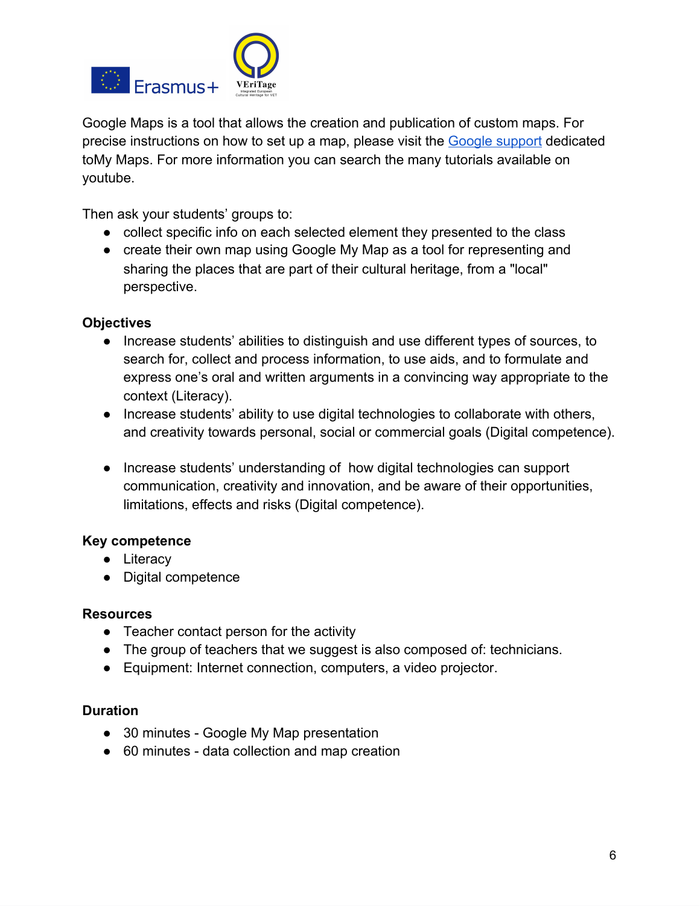Google Maps is a tool that allows the creation and publication of custom maps. For precise instructions on how to set up a map, please visit the [Google support]() dedicated toMy Maps. For more information you can search the many tutorials available on youtube.

Then ask your students' groups to:

- collect specific info on each selected element they presented to the class
- create their own map using Google My Map as a tool for representing and sharing the places that are part of their cultural heritage, from a "local" perspective.

**Objectives**

- Increase students' abilities to distinguish and use different types of sources, to search for, collect and process information, to use aids, and to formulate and express one's oral and written arguments in a convincing way appropriate to the context (Literacy).
- Increase students' ability to use digital technologies to collaborate with others, and creativity towards personal, social or commercial goals (Digital competence).
- Increase students' understanding of how digital technologies can support communication, creativity and innovation, and be aware of their opportunities, limitations, effects and risks (Digital competence).

**Key competence**

- Literacy
- Digital competence

**Resources**

- Teacher contact person for the activity
- The group of teachers that we suggest is also composed of: technicians.
- Equipment: Internet connection, computers, a video projector.

**Duration**

- 30 minutes - Google My Map presentation
- 60 minutes - data collection and map creation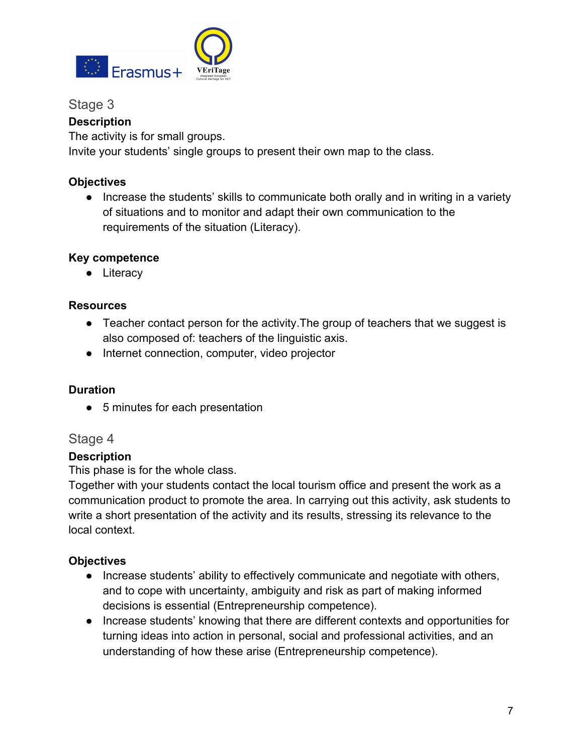## Stage 3

**Description**

The activity is for small groups.
Invite your students' single groups to present their own map to the class.

**Objectives**

- Increase the students' skills to communicate both orally and in writing in a variety of situations and to monitor and adapt their own communication to the requirements of the situation (Literacy).

**Key competence**

- Literacy

**Resources**

- Teacher contact person for the activity.The group of teachers that we suggest is also composed of: teachers of the linguistic axis.
- Internet connection, computer, video projector

**Duration**

- 5 minutes for each presentation

## Stage 4

**Description**

This phase is for the whole class.
Together with your students contact the local tourism office and present the work as a communication product to promote the area. In carrying out this activity, ask students to write a short presentation of the activity and its results, stressing its relevance to the local context.

**Objectives**

- Increase students' ability to effectively communicate and negotiate with others, and to cope with uncertainty, ambiguity and risk as part of making informed decisions is essential (Entrepreneurship competence).
- Increase students' knowing that there are different contexts and opportunities for turning ideas into action in personal, social and professional activities, and an understanding of how these arise (Entrepreneurship competence).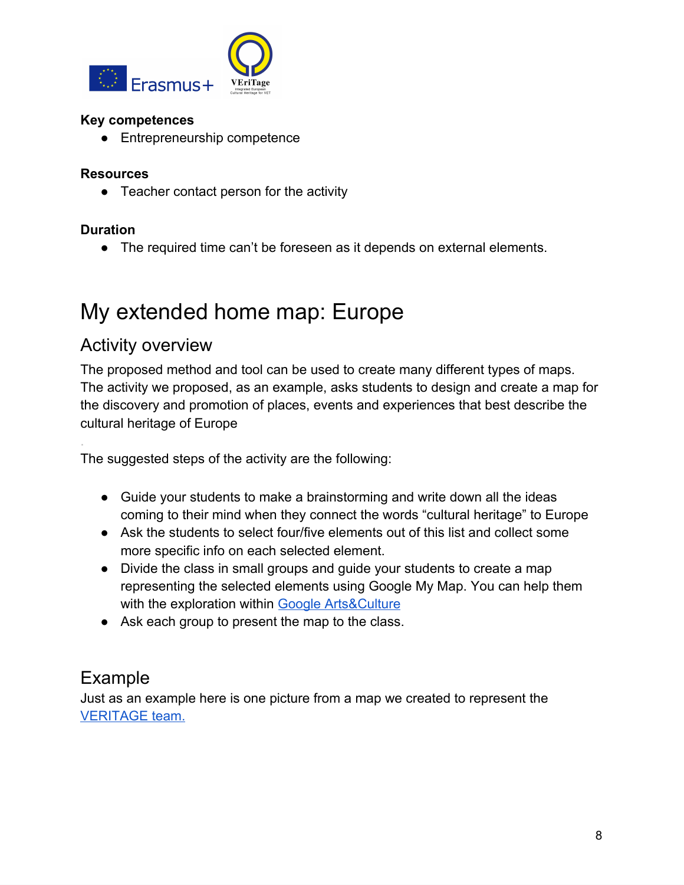**Key competences**

- Entrepreneurship competence

**Resources**

- Teacher contact person for the activity

**Duration**

- The required time can't be foreseen as it depends on external elements.

# My extended home map: Europe

## Activity overview

The proposed method and tool can be used to create many different types of maps. The activity we proposed, as an example, asks students to design and create a map for the discovery and promotion of places, events and experiences that best describe the cultural heritage of Europe

The suggested steps of the activity are the following:

- Guide your students to make a brainstorming and write down all the ideas coming to their mind when they connect the words "cultural heritage" to Europe
- Ask the students to select four/five elements out of this list and collect some more specific info on each selected element.
- Divide the class in small groups and guide your students to create a map representing the selected elements using Google My Map. You can help them with the exploration within Google Arts&Culture
- Ask each group to present the map to the class.

## Example

Just as an example here is one picture from a map we created to represent the VERITAGE team.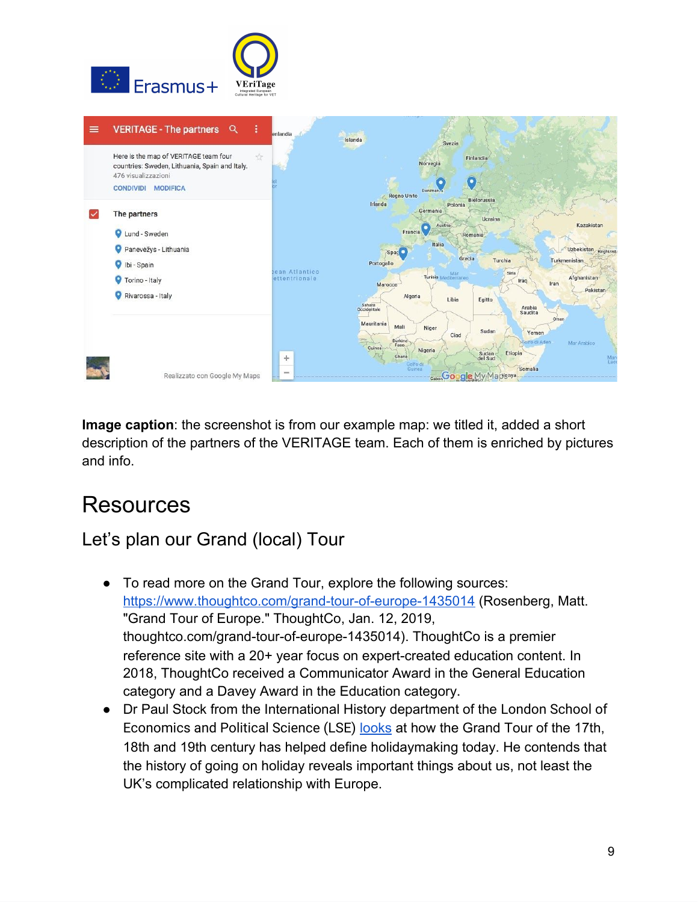**Image caption**: the screenshot is from our example map: we titled it, added a short description of the partners of the VERITAGE team. Each of them is enriched by pictures and info.

# Resources

## Let's plan our Grand (local) Tour

- To read more on the Grand Tour, explore the following sources: https://www.thoughtco.com/grand-tour-of-europe-1435014 (Rosenberg, Matt. "Grand Tour of Europe." ThoughtCo, Jan. 12, 2019, thoughtco.com/grand-tour-of-europe-1435014). ThoughtCo is a premier reference site with a 20+ year focus on expert-created education content. In 2018, ThoughtCo received a Communicator Award in the General Education category and a Davey Award in the Education category.
- Dr Paul Stock from the International History department of the London School of Economics and Political Science (LSE) looks at how the Grand Tour of the 17th, 18th and 19th century has helped define holidaymaking today. He contends that the history of going on holiday reveals important things about us, not least the UK's complicated relationship with Europe.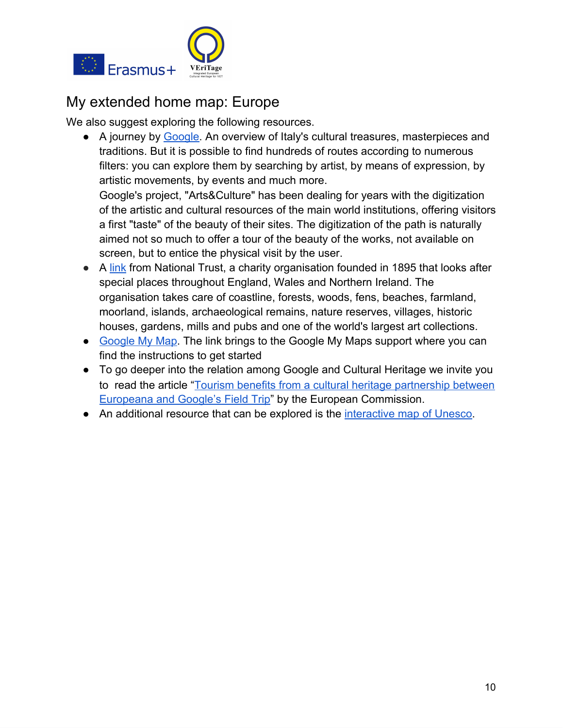## My extended home map: Europe

We also suggest exploring the following resources.

- A journey by Google. An overview of Italy's cultural treasures, masterpieces and traditions. But it is possible to find hundreds of routes according to numerous filters: you can explore them by searching by artist, by means of expression, by artistic movements, by events and much more.
  Google's project, "Arts&Culture" has been dealing for years with the digitization of the artistic and cultural resources of the main world institutions, offering visitors a first "taste" of the beauty of their sites. The digitization of the path is naturally aimed not so much to offer a tour of the beauty of the works, not available on screen, but to entice the physical visit by the user.
- A link from National Trust, a charity organisation founded in 1895 that looks after special places throughout England, Wales and Northern Ireland. The organisation takes care of coastline, forests, woods, fens, beaches, farmland, moorland, islands, archaeological remains, nature reserves, villages, historic houses, gardens, mills and pubs and one of the world's largest art collections.
- Google My Map. The link brings to the Google My Maps support where you can find the instructions to get started
- To go deeper into the relation among Google and Cultural Heritage we invite you to read the article "Tourism benefits from a cultural heritage partnership between Europeana and Google's Field Trip" by the European Commission.
- An additional resource that can be explored is the interactive map of Unesco.